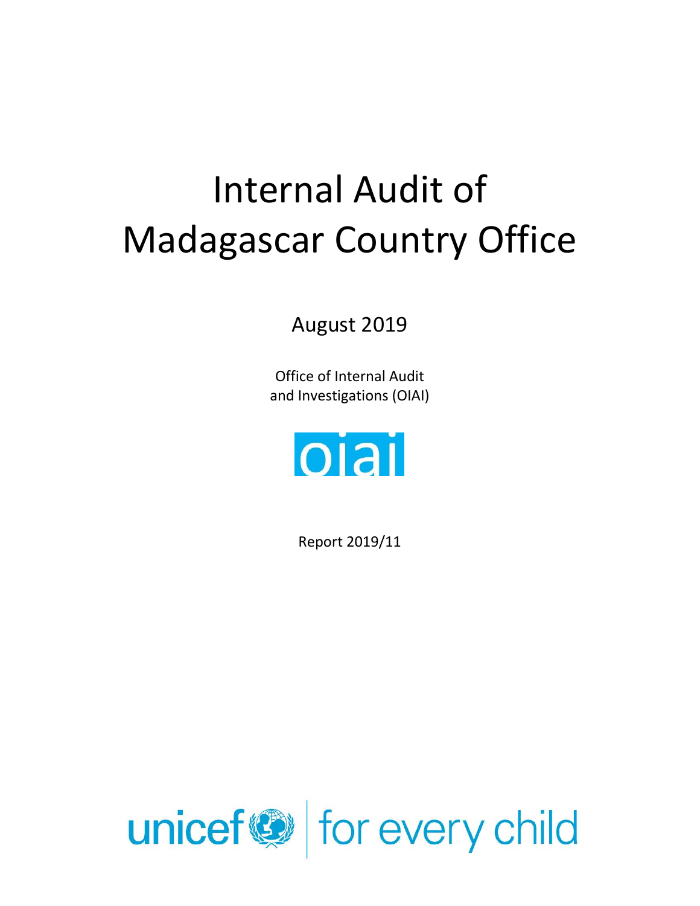# Internal Audit of Madagascar Country Office

August 2019

Office of Internal Audit and Investigations (OIAI)

oiai

Report 2019/11

unicef | for every child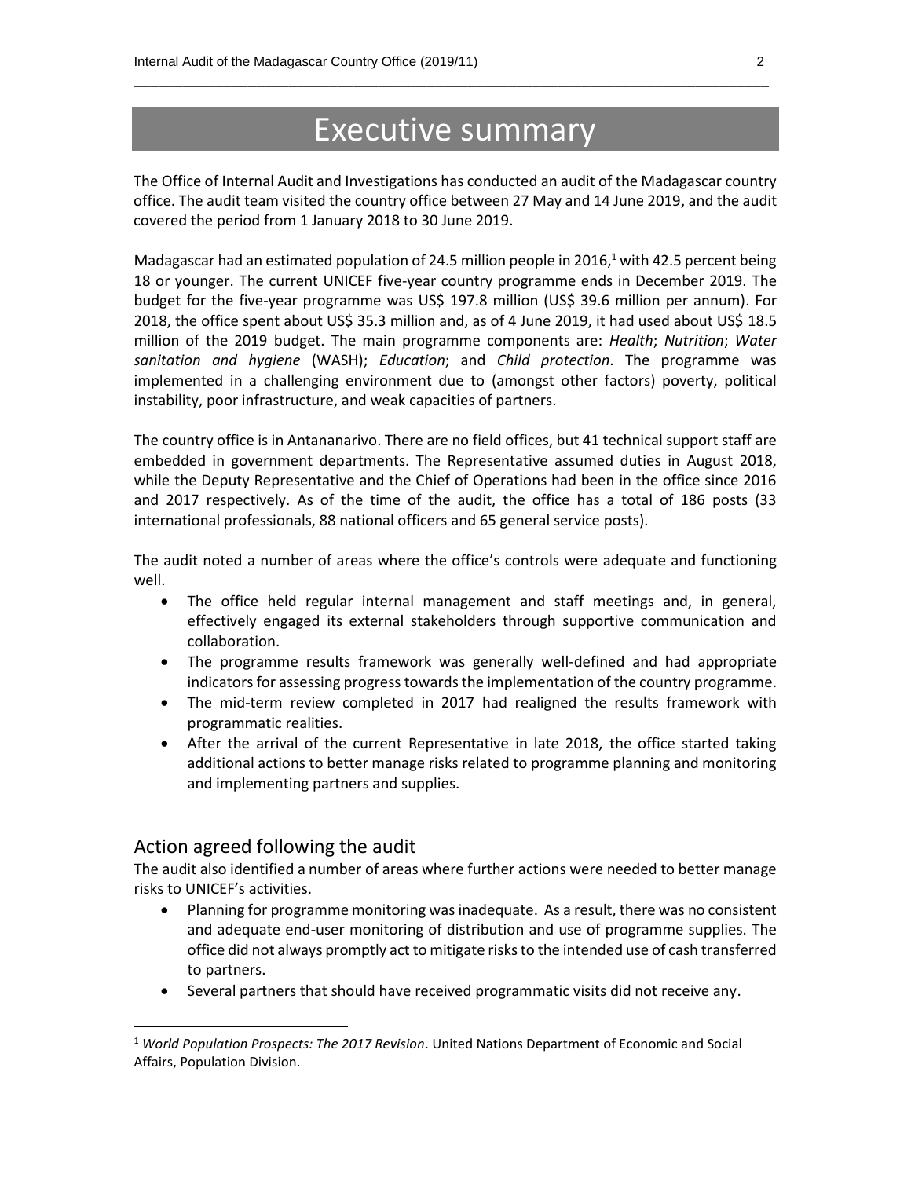# Executive summary

The Office of Internal Audit and Investigations has conducted an audit of the Madagascar country office. The audit team visited the country office between 27 May and 14 June 2019, and the audit covered the period from 1 January 2018 to 30 June 2019.

Madagascar had an estimated population of 24.5 million people in 2016,[1] with 42.5 percent being 18 or younger. The current UNICEF five-year country programme ends in December 2019. The budget for the five-year programme was US$ 197.8 million (US$ 39.6 million per annum). For 2018, the office spent about US$ 35.3 million and, as of 4 June 2019, it had used about US$ 18.5 million of the 2019 budget. The main programme components are: *Health*; *Nutrition*; *Water sanitation and hygiene* (WASH); *Education*; and *Child protection*. The programme was implemented in a challenging environment due to (amongst other factors) poverty, political instability, poor infrastructure, and weak capacities of partners.

The country office is in Antananarivo. There are no field offices, but 41 technical support staff are embedded in government departments. The Representative assumed duties in August 2018, while the Deputy Representative and the Chief of Operations had been in the office since 2016 and 2017 respectively. As of the time of the audit, the office has a total of 186 posts (33 international professionals, 88 national officers and 65 general service posts).

The audit noted a number of areas where the office's controls were adequate and functioning well.

- The office held regular internal management and staff meetings and, in general, effectively engaged its external stakeholders through supportive communication and collaboration.
- The programme results framework was generally well-defined and had appropriate indicators for assessing progress towards the implementation of the country programme.
- The mid-term review completed in 2017 had realigned the results framework with programmatic realities.
- After the arrival of the current Representative in late 2018, the office started taking additional actions to better manage risks related to programme planning and monitoring and implementing partners and supplies.

## Action agreed following the audit

The audit also identified a number of areas where further actions were needed to better manage risks to UNICEF's activities.

- Planning for programme monitoring was inadequate. As a result, there was no consistent and adequate end-user monitoring of distribution and use of programme supplies. The office did not always promptly act to mitigate risks to the intended use of cash transferred to partners.
- Several partners that should have received programmatic visits did not receive any.

[1] *World Population Prospects: The 2017 Revision*. United Nations Department of Economic and Social Affairs, Population Division.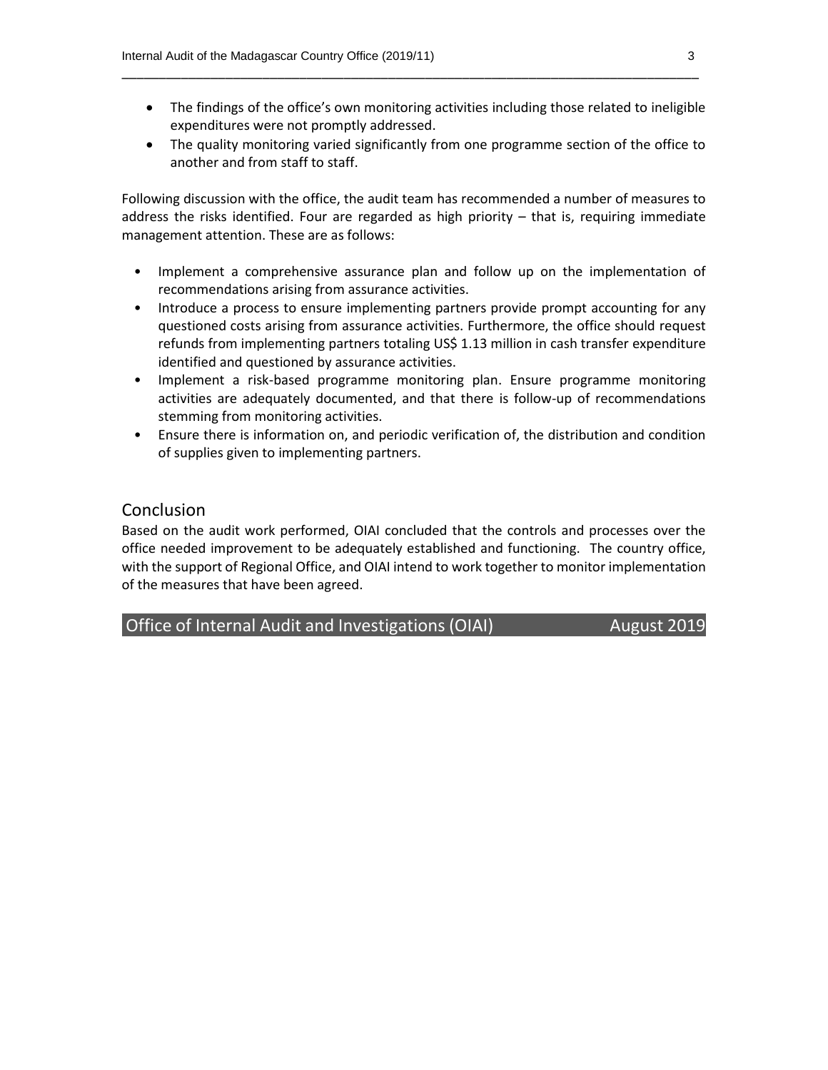- The findings of the office's own monitoring activities including those related to ineligible expenditures were not promptly addressed.
- The quality monitoring varied significantly from one programme section of the office to another and from staff to staff.

Following discussion with the office, the audit team has recommended a number of measures to address the risks identified. Four are regarded as high priority – that is, requiring immediate management attention. These are as follows:

- Implement a comprehensive assurance plan and follow up on the implementation of recommendations arising from assurance activities.
- Introduce a process to ensure implementing partners provide prompt accounting for any questioned costs arising from assurance activities. Furthermore, the office should request refunds from implementing partners totaling US$ 1.13 million in cash transfer expenditure identified and questioned by assurance activities.
- Implement a risk-based programme monitoring plan. Ensure programme monitoring activities are adequately documented, and that there is follow-up of recommendations stemming from monitoring activities.
- Ensure there is information on, and periodic verification of, the distribution and condition of supplies given to implementing partners.

## Conclusion

Based on the audit work performed, OIAI concluded that the controls and processes over the office needed improvement to be adequately established and functioning. The country office, with the support of Regional Office, and OIAI intend to work together to monitor implementation of the measures that have been agreed.

Office of Internal Audit and Investigations (OIAI) August 2019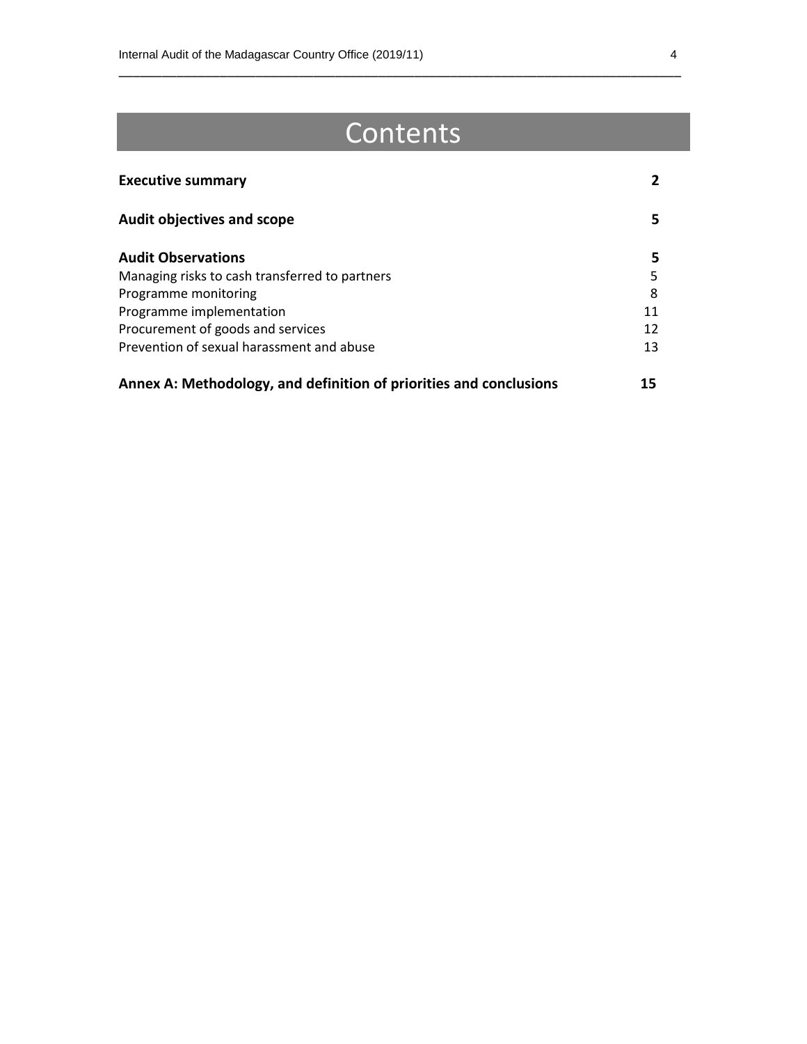# Contents

| | |
|---|---|
| **Executive summary** | **2** |
| **Audit objectives and scope** | **5** |
| **Audit Observations** | **5** |
| Managing risks to cash transferred to partners | 5 |
| Programme monitoring | 8 |
| Programme implementation | 11 |
| Procurement of goods and services | 12 |
| Prevention of sexual harassment and abuse | 13 |
| **Annex A: Methodology, and definition of priorities and conclusions** | **15** |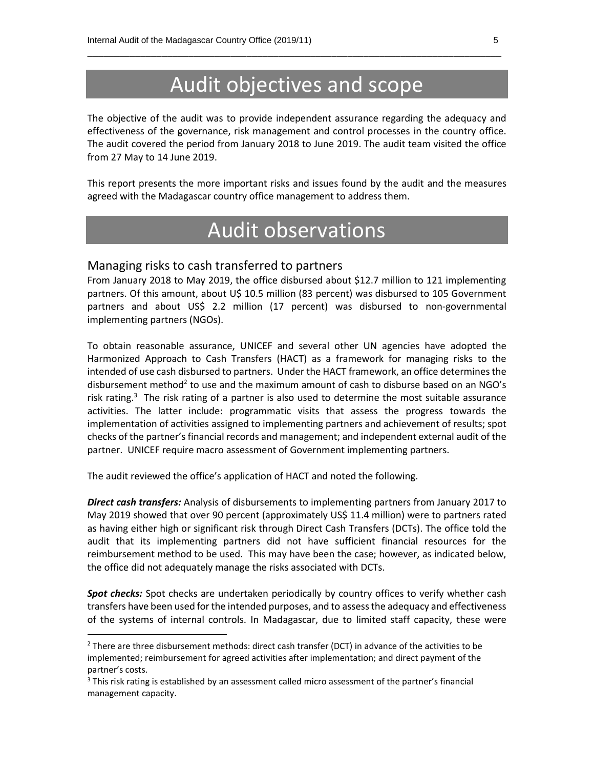# Audit objectives and scope

The objective of the audit was to provide independent assurance regarding the adequacy and effectiveness of the governance, risk management and control processes in the country office. The audit covered the period from January 2018 to June 2019. The audit team visited the office from 27 May to 14 June 2019.

This report presents the more important risks and issues found by the audit and the measures agreed with the Madagascar country office management to address them.

# Audit observations

## Managing risks to cash transferred to partners

From January 2018 to May 2019, the office disbursed about $12.7 million to 121 implementing partners. Of this amount, about U$ 10.5 million (83 percent) was disbursed to 105 Government partners and about US$ 2.2 million (17 percent) was disbursed to non-governmental implementing partners (NGOs).

To obtain reasonable assurance, UNICEF and several other UN agencies have adopted the Harmonized Approach to Cash Transfers (HACT) as a framework for managing risks to the intended of use cash disbursed to partners. Under the HACT framework, an office determines the disbursement method[2] to use and the maximum amount of cash to disburse based on an NGO's risk rating.[3] The risk rating of a partner is also used to determine the most suitable assurance activities. The latter include: programmatic visits that assess the progress towards the implementation of activities assigned to implementing partners and achievement of results; spot checks of the partner's financial records and management; and independent external audit of the partner. UNICEF require macro assessment of Government implementing partners.

The audit reviewed the office's application of HACT and noted the following.

***Direct cash transfers:*** Analysis of disbursements to implementing partners from January 2017 to May 2019 showed that over 90 percent (approximately US$ 11.4 million) were to partners rated as having either high or significant risk through Direct Cash Transfers (DCTs). The office told the audit that its implementing partners did not have sufficient financial resources for the reimbursement method to be used. This may have been the case; however, as indicated below, the office did not adequately manage the risks associated with DCTs.

***Spot checks:*** Spot checks are undertaken periodically by country offices to verify whether cash transfers have been used for the intended purposes, and to assess the adequacy and effectiveness of the systems of internal controls. In Madagascar, due to limited staff capacity, these were

[2] There are three disbursement methods: direct cash transfer (DCT) in advance of the activities to be implemented; reimbursement for agreed activities after implementation; and direct payment of the partner's costs.

[3] This risk rating is established by an assessment called micro assessment of the partner's financial management capacity.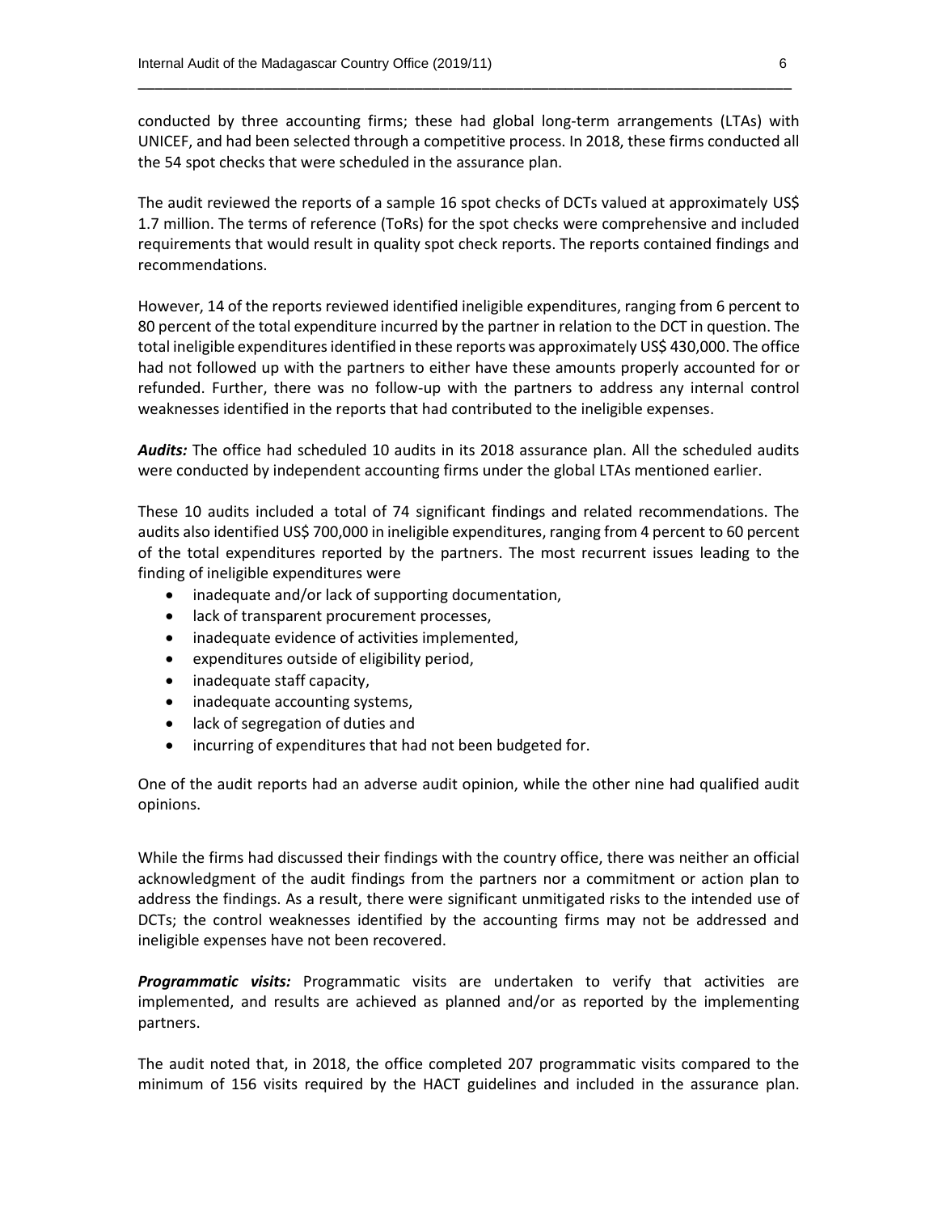conducted by three accounting firms; these had global long-term arrangements (LTAs) with UNICEF, and had been selected through a competitive process. In 2018, these firms conducted all the 54 spot checks that were scheduled in the assurance plan.

The audit reviewed the reports of a sample 16 spot checks of DCTs valued at approximately US$ 1.7 million. The terms of reference (ToRs) for the spot checks were comprehensive and included requirements that would result in quality spot check reports. The reports contained findings and recommendations.

However, 14 of the reports reviewed identified ineligible expenditures, ranging from 6 percent to 80 percent of the total expenditure incurred by the partner in relation to the DCT in question. The total ineligible expenditures identified in these reports was approximately US$ 430,000. The office had not followed up with the partners to either have these amounts properly accounted for or refunded. Further, there was no follow-up with the partners to address any internal control weaknesses identified in the reports that had contributed to the ineligible expenses.

***Audits:*** The office had scheduled 10 audits in its 2018 assurance plan. All the scheduled audits were conducted by independent accounting firms under the global LTAs mentioned earlier.

These 10 audits included a total of 74 significant findings and related recommendations. The audits also identified US$ 700,000 in ineligible expenditures, ranging from 4 percent to 60 percent of the total expenditures reported by the partners. The most recurrent issues leading to the finding of ineligible expenditures were

- inadequate and/or lack of supporting documentation,
- lack of transparent procurement processes,
- inadequate evidence of activities implemented,
- expenditures outside of eligibility period,
- inadequate staff capacity,
- inadequate accounting systems,
- lack of segregation of duties and
- incurring of expenditures that had not been budgeted for.

One of the audit reports had an adverse audit opinion, while the other nine had qualified audit opinions.

While the firms had discussed their findings with the country office, there was neither an official acknowledgment of the audit findings from the partners nor a commitment or action plan to address the findings. As a result, there were significant unmitigated risks to the intended use of DCTs; the control weaknesses identified by the accounting firms may not be addressed and ineligible expenses have not been recovered.

***Programmatic visits:*** Programmatic visits are undertaken to verify that activities are implemented, and results are achieved as planned and/or as reported by the implementing partners.

The audit noted that, in 2018, the office completed 207 programmatic visits compared to the minimum of 156 visits required by the HACT guidelines and included in the assurance plan.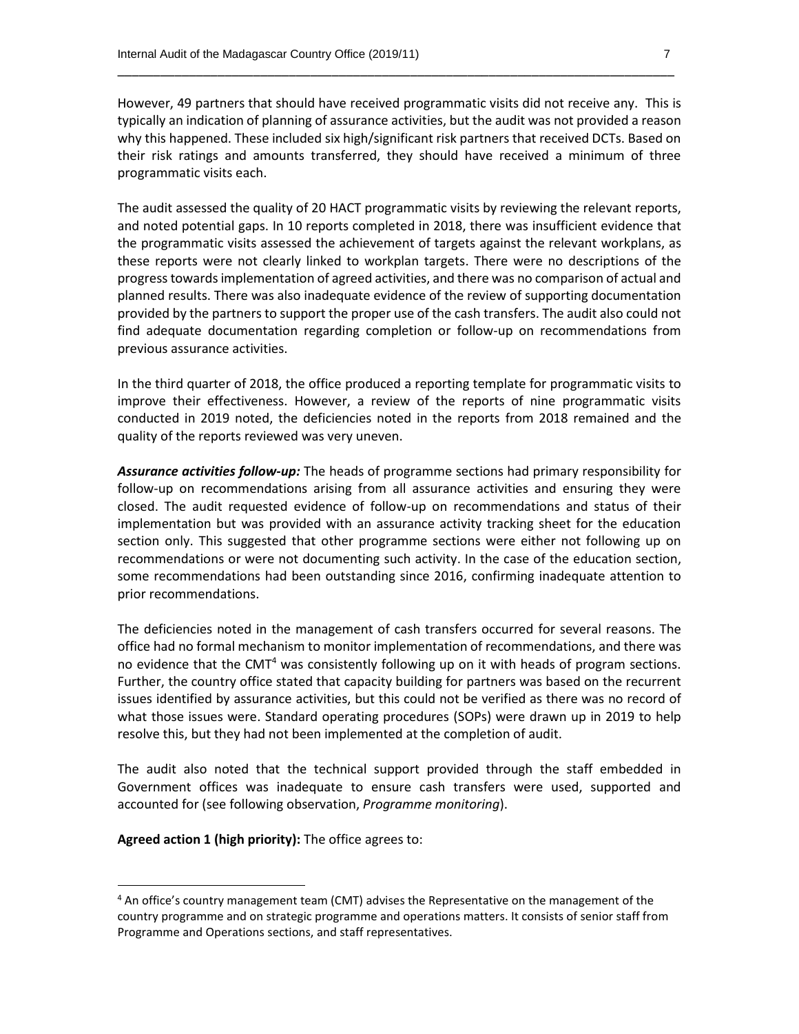However, 49 partners that should have received programmatic visits did not receive any. This is typically an indication of planning of assurance activities, but the audit was not provided a reason why this happened. These included six high/significant risk partners that received DCTs. Based on their risk ratings and amounts transferred, they should have received a minimum of three programmatic visits each.

The audit assessed the quality of 20 HACT programmatic visits by reviewing the relevant reports, and noted potential gaps. In 10 reports completed in 2018, there was insufficient evidence that the programmatic visits assessed the achievement of targets against the relevant workplans, as these reports were not clearly linked to workplan targets. There were no descriptions of the progress towards implementation of agreed activities, and there was no comparison of actual and planned results. There was also inadequate evidence of the review of supporting documentation provided by the partners to support the proper use of the cash transfers. The audit also could not find adequate documentation regarding completion or follow-up on recommendations from previous assurance activities.

In the third quarter of 2018, the office produced a reporting template for programmatic visits to improve their effectiveness. However, a review of the reports of nine programmatic visits conducted in 2019 noted, the deficiencies noted in the reports from 2018 remained and the quality of the reports reviewed was very uneven.

***Assurance activities follow-up:*** The heads of programme sections had primary responsibility for follow-up on recommendations arising from all assurance activities and ensuring they were closed. The audit requested evidence of follow-up on recommendations and status of their implementation but was provided with an assurance activity tracking sheet for the education section only. This suggested that other programme sections were either not following up on recommendations or were not documenting such activity. In the case of the education section, some recommendations had been outstanding since 2016, confirming inadequate attention to prior recommendations.

The deficiencies noted in the management of cash transfers occurred for several reasons. The office had no formal mechanism to monitor implementation of recommendations, and there was no evidence that the CMT[4] was consistently following up on it with heads of program sections. Further, the country office stated that capacity building for partners was based on the recurrent issues identified by assurance activities, but this could not be verified as there was no record of what those issues were. Standard operating procedures (SOPs) were drawn up in 2019 to help resolve this, but they had not been implemented at the completion of audit.

The audit also noted that the technical support provided through the staff embedded in Government offices was inadequate to ensure cash transfers were used, supported and accounted for (see following observation, *Programme monitoring*).

**Agreed action 1 (high priority):** The office agrees to:

---

[4] An office's country management team (CMT) advises the Representative on the management of the country programme and on strategic programme and operations matters. It consists of senior staff from Programme and Operations sections, and staff representatives.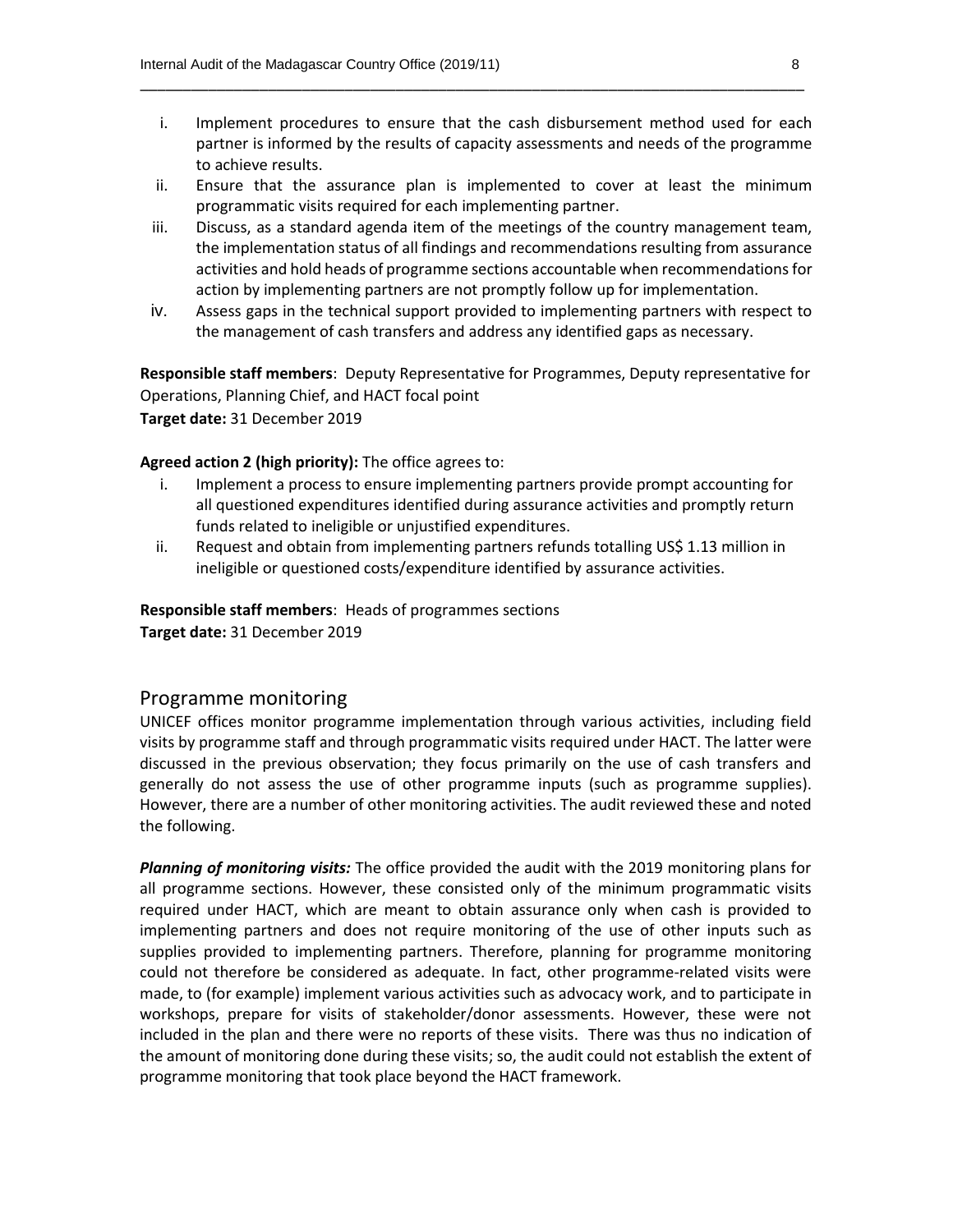i. Implement procedures to ensure that the cash disbursement method used for each partner is informed by the results of capacity assessments and needs of the programme to achieve results.
ii. Ensure that the assurance plan is implemented to cover at least the minimum programmatic visits required for each implementing partner.
iii. Discuss, as a standard agenda item of the meetings of the country management team, the implementation status of all findings and recommendations resulting from assurance activities and hold heads of programme sections accountable when recommendations for action by implementing partners are not promptly follow up for implementation.
iv. Assess gaps in the technical support provided to implementing partners with respect to the management of cash transfers and address any identified gaps as necessary.

**Responsible staff members**: Deputy Representative for Programmes, Deputy representative for Operations, Planning Chief, and HACT focal point
**Target date:** 31 December 2019

**Agreed action 2 (high priority):** The office agrees to:

i. Implement a process to ensure implementing partners provide prompt accounting for all questioned expenditures identified during assurance activities and promptly return funds related to ineligible or unjustified expenditures.
ii. Request and obtain from implementing partners refunds totalling US$ 1.13 million in ineligible or questioned costs/expenditure identified by assurance activities.

**Responsible staff members**: Heads of programmes sections
**Target date:** 31 December 2019

## Programme monitoring

UNICEF offices monitor programme implementation through various activities, including field visits by programme staff and through programmatic visits required under HACT. The latter were discussed in the previous observation; they focus primarily on the use of cash transfers and generally do not assess the use of other programme inputs (such as programme supplies). However, there are a number of other monitoring activities. The audit reviewed these and noted the following.

***Planning of monitoring visits:*** The office provided the audit with the 2019 monitoring plans for all programme sections. However, these consisted only of the minimum programmatic visits required under HACT, which are meant to obtain assurance only when cash is provided to implementing partners and does not require monitoring of the use of other inputs such as supplies provided to implementing partners. Therefore, planning for programme monitoring could not therefore be considered as adequate. In fact, other programme-related visits were made, to (for example) implement various activities such as advocacy work, and to participate in workshops, prepare for visits of stakeholder/donor assessments. However, these were not included in the plan and there were no reports of these visits. There was thus no indication of the amount of monitoring done during these visits; so, the audit could not establish the extent of programme monitoring that took place beyond the HACT framework.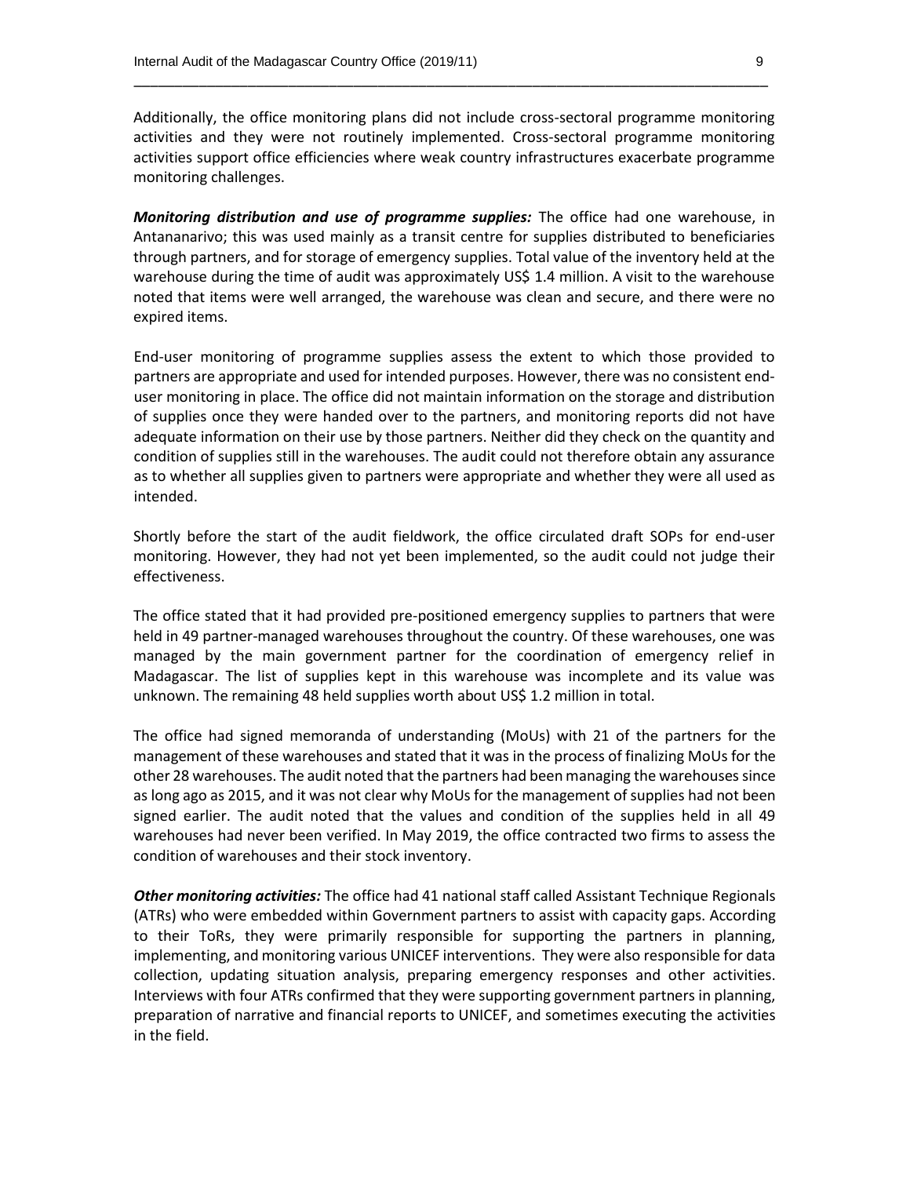Additionally, the office monitoring plans did not include cross-sectoral programme monitoring activities and they were not routinely implemented. Cross-sectoral programme monitoring activities support office efficiencies where weak country infrastructures exacerbate programme monitoring challenges.

***Monitoring distribution and use of programme supplies:*** The office had one warehouse, in Antananarivo; this was used mainly as a transit centre for supplies distributed to beneficiaries through partners, and for storage of emergency supplies. Total value of the inventory held at the warehouse during the time of audit was approximately US$ 1.4 million. A visit to the warehouse noted that items were well arranged, the warehouse was clean and secure, and there were no expired items.

End-user monitoring of programme supplies assess the extent to which those provided to partners are appropriate and used for intended purposes. However, there was no consistent end-user monitoring in place. The office did not maintain information on the storage and distribution of supplies once they were handed over to the partners, and monitoring reports did not have adequate information on their use by those partners. Neither did they check on the quantity and condition of supplies still in the warehouses. The audit could not therefore obtain any assurance as to whether all supplies given to partners were appropriate and whether they were all used as intended.

Shortly before the start of the audit fieldwork, the office circulated draft SOPs for end-user monitoring. However, they had not yet been implemented, so the audit could not judge their effectiveness.

The office stated that it had provided pre-positioned emergency supplies to partners that were held in 49 partner-managed warehouses throughout the country. Of these warehouses, one was managed by the main government partner for the coordination of emergency relief in Madagascar. The list of supplies kept in this warehouse was incomplete and its value was unknown. The remaining 48 held supplies worth about US$ 1.2 million in total.

The office had signed memoranda of understanding (MoUs) with 21 of the partners for the management of these warehouses and stated that it was in the process of finalizing MoUs for the other 28 warehouses. The audit noted that the partners had been managing the warehouses since as long ago as 2015, and it was not clear why MoUs for the management of supplies had not been signed earlier. The audit noted that the values and condition of the supplies held in all 49 warehouses had never been verified. In May 2019, the office contracted two firms to assess the condition of warehouses and their stock inventory.

***Other monitoring activities:*** The office had 41 national staff called Assistant Technique Regionals (ATRs) who were embedded within Government partners to assist with capacity gaps. According to their ToRs, they were primarily responsible for supporting the partners in planning, implementing, and monitoring various UNICEF interventions. They were also responsible for data collection, updating situation analysis, preparing emergency responses and other activities. Interviews with four ATRs confirmed that they were supporting government partners in planning, preparation of narrative and financial reports to UNICEF, and sometimes executing the activities in the field.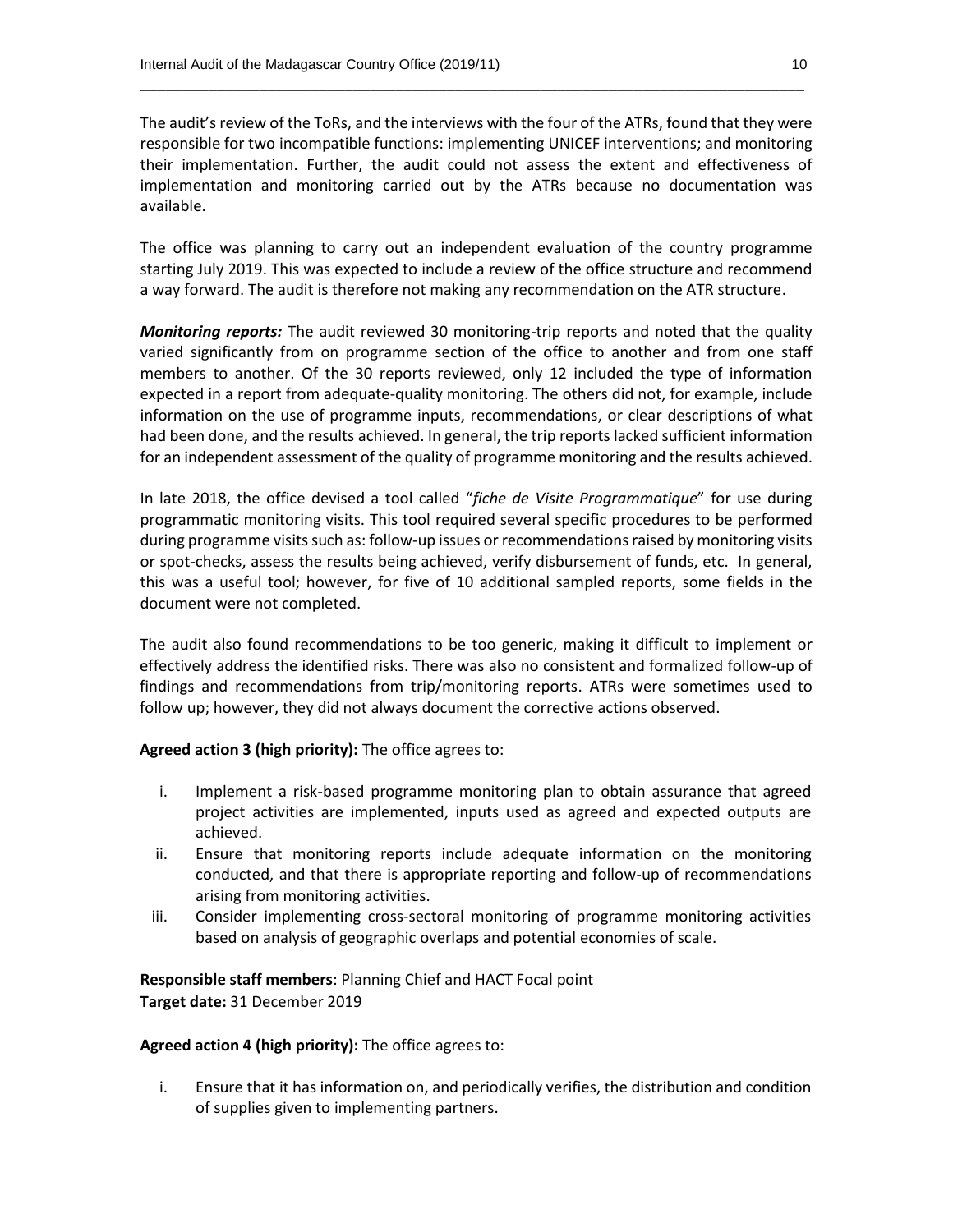The audit's review of the ToRs, and the interviews with the four of the ATRs, found that they were responsible for two incompatible functions: implementing UNICEF interventions; and monitoring their implementation. Further, the audit could not assess the extent and effectiveness of implementation and monitoring carried out by the ATRs because no documentation was available.

The office was planning to carry out an independent evaluation of the country programme starting July 2019. This was expected to include a review of the office structure and recommend a way forward. The audit is therefore not making any recommendation on the ATR structure.

***Monitoring reports:*** The audit reviewed 30 monitoring-trip reports and noted that the quality varied significantly from on programme section of the office to another and from one staff members to another. Of the 30 reports reviewed, only 12 included the type of information expected in a report from adequate-quality monitoring. The others did not, for example, include information on the use of programme inputs, recommendations, or clear descriptions of what had been done, and the results achieved. In general, the trip reports lacked sufficient information for an independent assessment of the quality of programme monitoring and the results achieved.

In late 2018, the office devised a tool called "*fiche de Visite Programmatique*" for use during programmatic monitoring visits. This tool required several specific procedures to be performed during programme visits such as: follow-up issues or recommendations raised by monitoring visits or spot-checks, assess the results being achieved, verify disbursement of funds, etc. In general, this was a useful tool; however, for five of 10 additional sampled reports, some fields in the document were not completed.

The audit also found recommendations to be too generic, making it difficult to implement or effectively address the identified risks. There was also no consistent and formalized follow-up of findings and recommendations from trip/monitoring reports. ATRs were sometimes used to follow up; however, they did not always document the corrective actions observed.

**Agreed action 3 (high priority):** The office agrees to:

i. Implement a risk-based programme monitoring plan to obtain assurance that agreed project activities are implemented, inputs used as agreed and expected outputs are achieved.
ii. Ensure that monitoring reports include adequate information on the monitoring conducted, and that there is appropriate reporting and follow-up of recommendations arising from monitoring activities.
iii. Consider implementing cross-sectoral monitoring of programme monitoring activities based on analysis of geographic overlaps and potential economies of scale.

**Responsible staff members**: Planning Chief and HACT Focal point
**Target date:** 31 December 2019

**Agreed action 4 (high priority):** The office agrees to:

i. Ensure that it has information on, and periodically verifies, the distribution and condition of supplies given to implementing partners.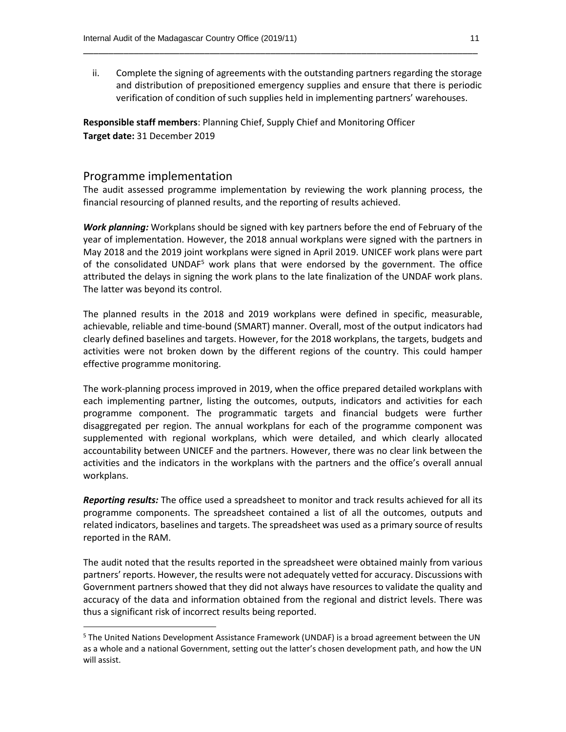ii. Complete the signing of agreements with the outstanding partners regarding the storage and distribution of prepositioned emergency supplies and ensure that there is periodic verification of condition of such supplies held in implementing partners' warehouses.

**Responsible staff members**: Planning Chief, Supply Chief and Monitoring Officer
**Target date:** 31 December 2019

## Programme implementation

The audit assessed programme implementation by reviewing the work planning process, the financial resourcing of planned results, and the reporting of results achieved.

***Work planning:*** Workplans should be signed with key partners before the end of February of the year of implementation. However, the 2018 annual workplans were signed with the partners in May 2018 and the 2019 joint workplans were signed in April 2019. UNICEF work plans were part of the consolidated UNDAF[5] work plans that were endorsed by the government. The office attributed the delays in signing the work plans to the late finalization of the UNDAF work plans. The latter was beyond its control.

The planned results in the 2018 and 2019 workplans were defined in specific, measurable, achievable, reliable and time-bound (SMART) manner. Overall, most of the output indicators had clearly defined baselines and targets. However, for the 2018 workplans, the targets, budgets and activities were not broken down by the different regions of the country. This could hamper effective programme monitoring.

The work-planning process improved in 2019, when the office prepared detailed workplans with each implementing partner, listing the outcomes, outputs, indicators and activities for each programme component. The programmatic targets and financial budgets were further disaggregated per region. The annual workplans for each of the programme component was supplemented with regional workplans, which were detailed, and which clearly allocated accountability between UNICEF and the partners. However, there was no clear link between the activities and the indicators in the workplans with the partners and the office's overall annual workplans.

***Reporting results:*** The office used a spreadsheet to monitor and track results achieved for all its programme components. The spreadsheet contained a list of all the outcomes, outputs and related indicators, baselines and targets. The spreadsheet was used as a primary source of results reported in the RAM.

The audit noted that the results reported in the spreadsheet were obtained mainly from various partners' reports. However, the results were not adequately vetted for accuracy. Discussions with Government partners showed that they did not always have resources to validate the quality and accuracy of the data and information obtained from the regional and district levels. There was thus a significant risk of incorrect results being reported.

[5] The United Nations Development Assistance Framework (UNDAF) is a broad agreement between the UN as a whole and a national Government, setting out the latter's chosen development path, and how the UN will assist.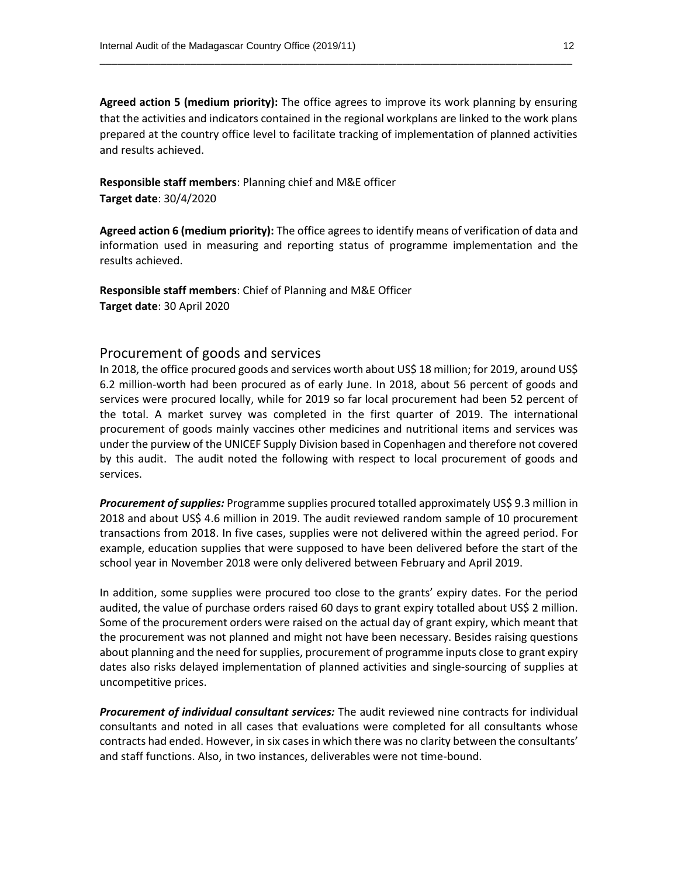**Agreed action 5 (medium priority):** The office agrees to improve its work planning by ensuring that the activities and indicators contained in the regional workplans are linked to the work plans prepared at the country office level to facilitate tracking of implementation of planned activities and results achieved.

**Responsible staff members**: Planning chief and M&E officer
**Target date**: 30/4/2020

**Agreed action 6 (medium priority):** The office agrees to identify means of verification of data and information used in measuring and reporting status of programme implementation and the results achieved.

**Responsible staff members**: Chief of Planning and M&E Officer
**Target date**: 30 April 2020

## Procurement of goods and services

In 2018, the office procured goods and services worth about US$ 18 million; for 2019, around US$ 6.2 million-worth had been procured as of early June. In 2018, about 56 percent of goods and services were procured locally, while for 2019 so far local procurement had been 52 percent of the total. A market survey was completed in the first quarter of 2019. The international procurement of goods mainly vaccines other medicines and nutritional items and services was under the purview of the UNICEF Supply Division based in Copenhagen and therefore not covered by this audit. The audit noted the following with respect to local procurement of goods and services.

***Procurement of supplies:*** Programme supplies procured totalled approximately US$ 9.3 million in 2018 and about US$ 4.6 million in 2019. The audit reviewed random sample of 10 procurement transactions from 2018. In five cases, supplies were not delivered within the agreed period. For example, education supplies that were supposed to have been delivered before the start of the school year in November 2018 were only delivered between February and April 2019.

In addition, some supplies were procured too close to the grants' expiry dates. For the period audited, the value of purchase orders raised 60 days to grant expiry totalled about US$ 2 million. Some of the procurement orders were raised on the actual day of grant expiry, which meant that the procurement was not planned and might not have been necessary. Besides raising questions about planning and the need for supplies, procurement of programme inputs close to grant expiry dates also risks delayed implementation of planned activities and single-sourcing of supplies at uncompetitive prices.

***Procurement of individual consultant services:*** The audit reviewed nine contracts for individual consultants and noted in all cases that evaluations were completed for all consultants whose contracts had ended. However, in six cases in which there was no clarity between the consultants' and staff functions. Also, in two instances, deliverables were not time-bound.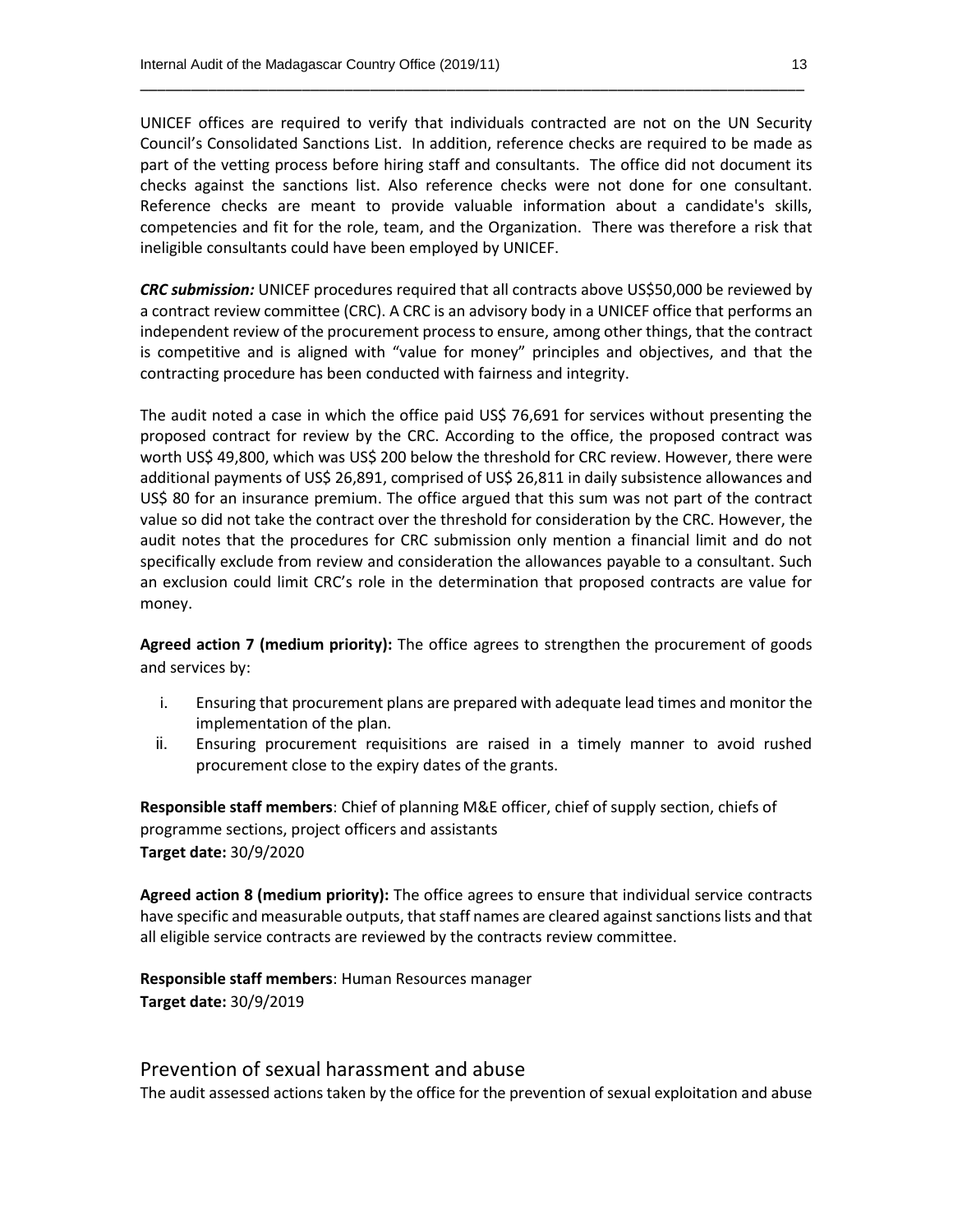UNICEF offices are required to verify that individuals contracted are not on the UN Security Council's Consolidated Sanctions List. In addition, reference checks are required to be made as part of the vetting process before hiring staff and consultants. The office did not document its checks against the sanctions list. Also reference checks were not done for one consultant. Reference checks are meant to provide valuable information about a candidate's skills, competencies and fit for the role, team, and the Organization. There was therefore a risk that ineligible consultants could have been employed by UNICEF.

***CRC submission:*** UNICEF procedures required that all contracts above US$50,000 be reviewed by a contract review committee (CRC). A CRC is an advisory body in a UNICEF office that performs an independent review of the procurement process to ensure, among other things, that the contract is competitive and is aligned with "value for money" principles and objectives, and that the contracting procedure has been conducted with fairness and integrity.

The audit noted a case in which the office paid US$ 76,691 for services without presenting the proposed contract for review by the CRC. According to the office, the proposed contract was worth US$ 49,800, which was US$ 200 below the threshold for CRC review. However, there were additional payments of US$ 26,891, comprised of US$ 26,811 in daily subsistence allowances and US$ 80 for an insurance premium. The office argued that this sum was not part of the contract value so did not take the contract over the threshold for consideration by the CRC. However, the audit notes that the procedures for CRC submission only mention a financial limit and do not specifically exclude from review and consideration the allowances payable to a consultant. Such an exclusion could limit CRC's role in the determination that proposed contracts are value for money.

**Agreed action 7 (medium priority):** The office agrees to strengthen the procurement of goods and services by:

i. Ensuring that procurement plans are prepared with adequate lead times and monitor the implementation of the plan.
ii. Ensuring procurement requisitions are raised in a timely manner to avoid rushed procurement close to the expiry dates of the grants.

**Responsible staff members**: Chief of planning M&E officer, chief of supply section, chiefs of programme sections, project officers and assistants
**Target date:** 30/9/2020

**Agreed action 8 (medium priority):** The office agrees to ensure that individual service contracts have specific and measurable outputs, that staff names are cleared against sanctions lists and that all eligible service contracts are reviewed by the contracts review committee.

**Responsible staff members**: Human Resources manager
**Target date:** 30/9/2019

## Prevention of sexual harassment and abuse

The audit assessed actions taken by the office for the prevention of sexual exploitation and abuse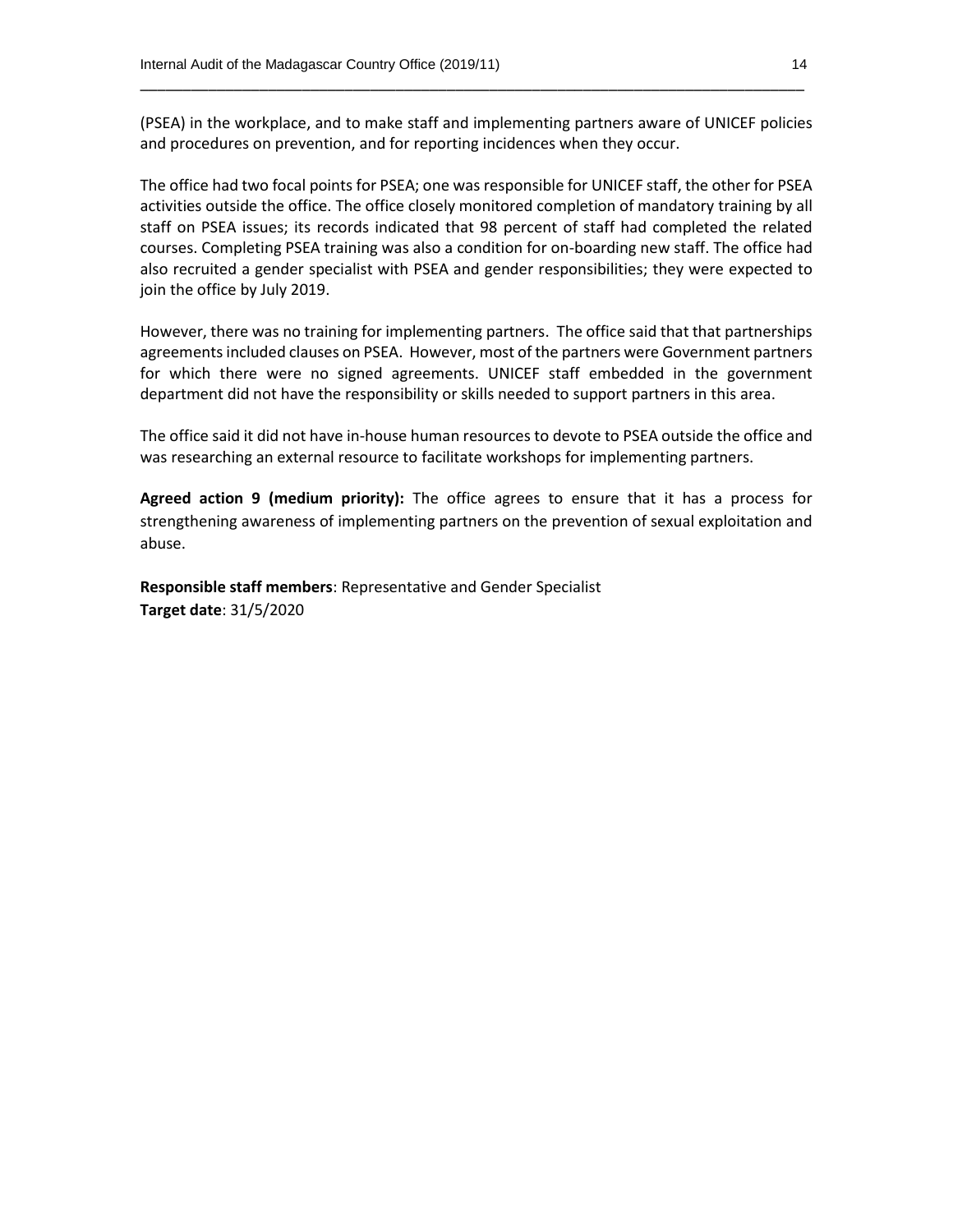(PSEA) in the workplace, and to make staff and implementing partners aware of UNICEF policies and procedures on prevention, and for reporting incidences when they occur.

The office had two focal points for PSEA; one was responsible for UNICEF staff, the other for PSEA activities outside the office. The office closely monitored completion of mandatory training by all staff on PSEA issues; its records indicated that 98 percent of staff had completed the related courses. Completing PSEA training was also a condition for on-boarding new staff. The office had also recruited a gender specialist with PSEA and gender responsibilities; they were expected to join the office by July 2019.

However, there was no training for implementing partners. The office said that that partnerships agreements included clauses on PSEA. However, most of the partners were Government partners for which there were no signed agreements. UNICEF staff embedded in the government department did not have the responsibility or skills needed to support partners in this area.

The office said it did not have in-house human resources to devote to PSEA outside the office and was researching an external resource to facilitate workshops for implementing partners.

**Agreed action 9 (medium priority):** The office agrees to ensure that it has a process for strengthening awareness of implementing partners on the prevention of sexual exploitation and abuse.

**Responsible staff members**: Representative and Gender Specialist
**Target date**: 31/5/2020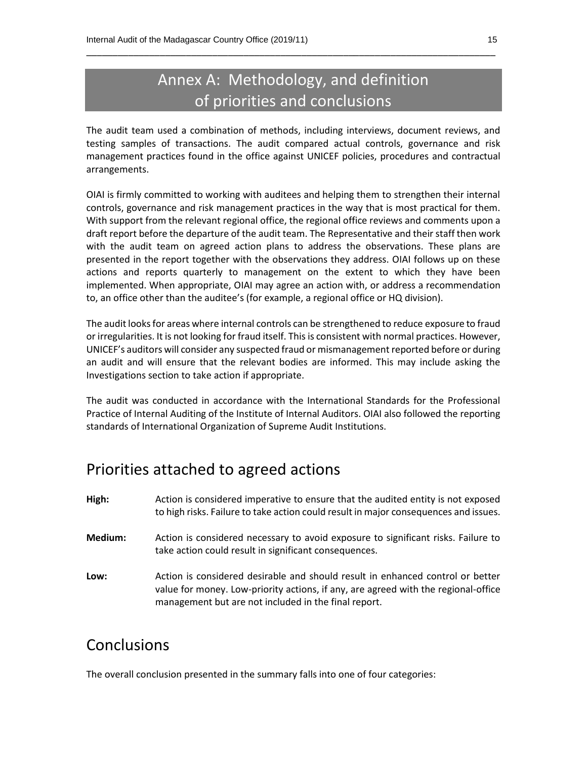# Annex A: Methodology, and definition of priorities and conclusions

The audit team used a combination of methods, including interviews, document reviews, and testing samples of transactions. The audit compared actual controls, governance and risk management practices found in the office against UNICEF policies, procedures and contractual arrangements.

OIAI is firmly committed to working with auditees and helping them to strengthen their internal controls, governance and risk management practices in the way that is most practical for them. With support from the relevant regional office, the regional office reviews and comments upon a draft report before the departure of the audit team. The Representative and their staff then work with the audit team on agreed action plans to address the observations. These plans are presented in the report together with the observations they address. OIAI follows up on these actions and reports quarterly to management on the extent to which they have been implemented. When appropriate, OIAI may agree an action with, or address a recommendation to, an office other than the auditee's (for example, a regional office or HQ division).

The audit looks for areas where internal controls can be strengthened to reduce exposure to fraud or irregularities. It is not looking for fraud itself. This is consistent with normal practices. However, UNICEF's auditors will consider any suspected fraud or mismanagement reported before or during an audit and will ensure that the relevant bodies are informed. This may include asking the Investigations section to take action if appropriate.

The audit was conducted in accordance with the International Standards for the Professional Practice of Internal Auditing of the Institute of Internal Auditors. OIAI also followed the reporting standards of International Organization of Supreme Audit Institutions.

## Priorities attached to agreed actions

**High:** Action is considered imperative to ensure that the audited entity is not exposed to high risks. Failure to take action could result in major consequences and issues.

**Medium:** Action is considered necessary to avoid exposure to significant risks. Failure to take action could result in significant consequences.

**Low:** Action is considered desirable and should result in enhanced control or better value for money. Low-priority actions, if any, are agreed with the regional-office management but are not included in the final report.

## Conclusions

The overall conclusion presented in the summary falls into one of four categories: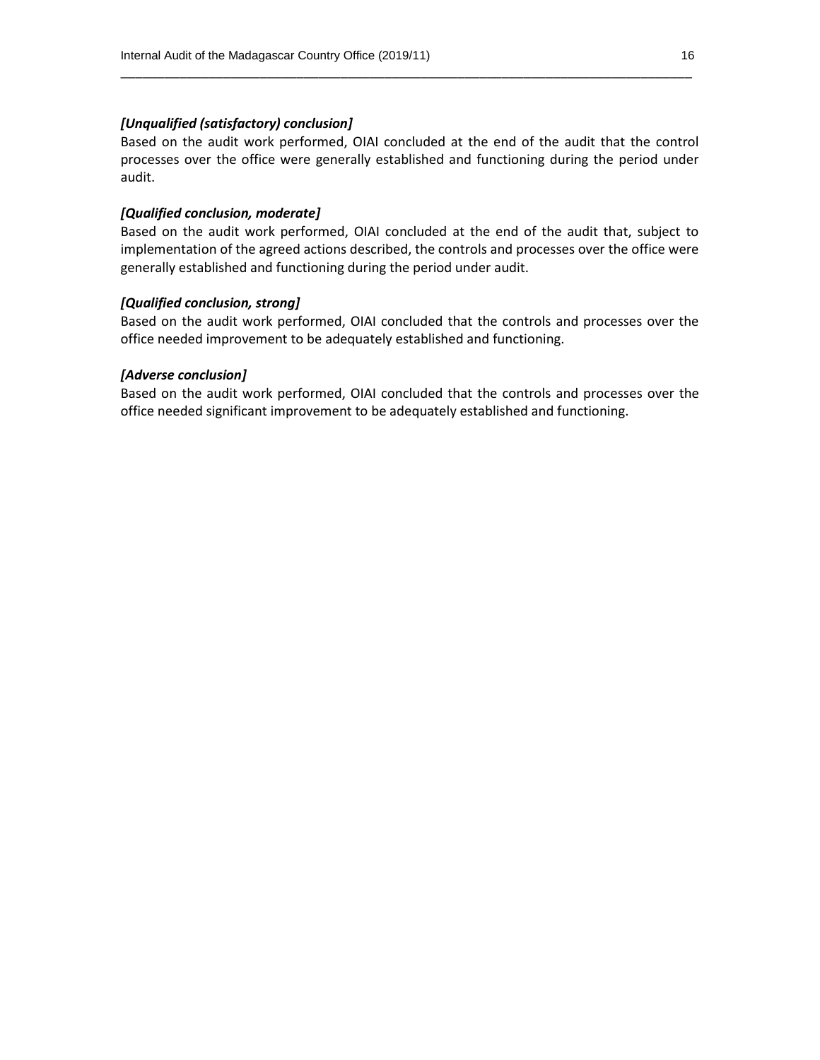*[Unqualified (satisfactory) conclusion]*

Based on the audit work performed, OIAI concluded at the end of the audit that the control processes over the office were generally established and functioning during the period under audit.

*[Qualified conclusion, moderate]*

Based on the audit work performed, OIAI concluded at the end of the audit that, subject to implementation of the agreed actions described, the controls and processes over the office were generally established and functioning during the period under audit.

*[Qualified conclusion, strong]*

Based on the audit work performed, OIAI concluded that the controls and processes over the office needed improvement to be adequately established and functioning.

*[Adverse conclusion]*

Based on the audit work performed, OIAI concluded that the controls and processes over the office needed significant improvement to be adequately established and functioning.